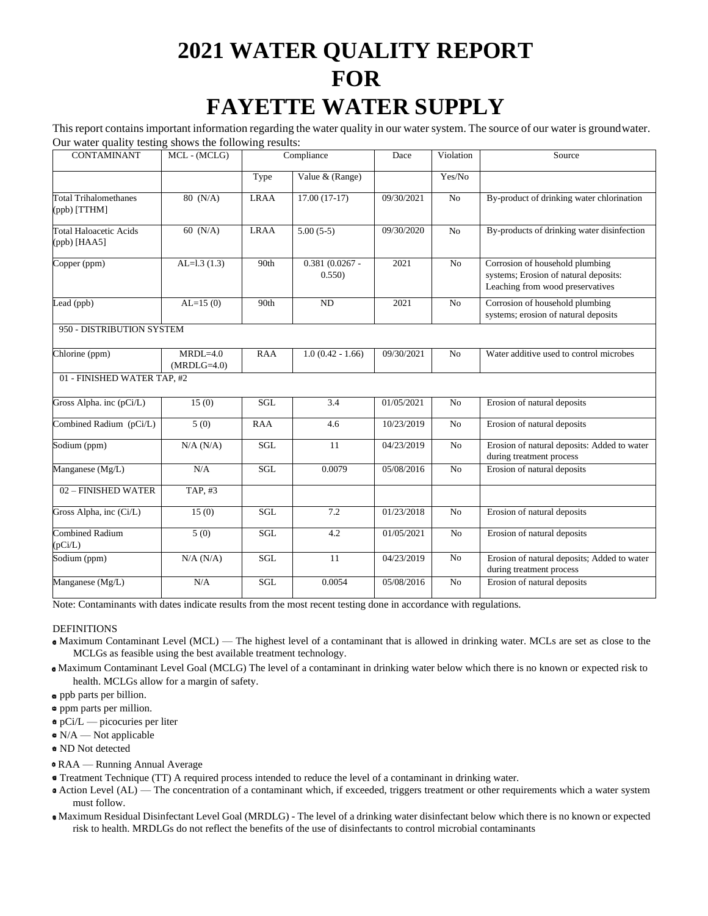# 2021 WATER QUALITY REPORT FOR FAYETTE WATER SUPPLY

This report contains important information regarding the water quality in our water system. The source of our water is groundwater. Our water quality testing shows the following results:

| CONTAMINANT | MCL - (MCLG) | Compliance | | Dace | Violation | Source |
|---|---|---|---|---|---|---|
| | | Type | Value & (Range) | | Yes/No | |
| Total Trihalomethanes (ppb) [TTHM] | 80 (N/A) | LRAA | 17.00 (17-17) | 09/30/2021 | No | By-product of drinking water chlorination |
| Total Haloacetic Acids (ppb) [HAA5] | 60 (N/A) | LRAA | 5.00 (5-5) | 09/30/2020 | No | By-products of drinking water disinfection |
| Copper (ppm) | AL=l.3 (1.3) | 90th | 0.381 (0.0267 - 0.550) | 2021 | No | Corrosion of household plumbing systems; Erosion of natural deposits: Leaching from wood preservatives |
| Lead (ppb) | AL=15 (0) | 90th | ND | 2021 | No | Corrosion of household plumbing systems; erosion of natural deposits |
| 950 - DISTRIBUTION SYSTEM | | | | | | |
| Chlorine (ppm) | MRDL=4.0 (MRDLG=4.0) | RAA | 1.0 (0.42 - 1.66) | 09/30/2021 | No | Water additive used to control microbes |
| 01 - FINISHED WATER TAP, #2 | | | | | | |
| Gross Alpha. inc (pCi/L) | 15 (0) | SGL | 3.4 | 01/05/2021 | No | Erosion of natural deposits |
| Combined Radium (pCi/L) | 5 (0) | RAA | 4.6 | 10/23/2019 | No | Erosion of natural deposits |
| Sodium (ppm) | N/A (N/A) | SGL | 11 | 04/23/2019 | No | Erosion of natural deposits: Added to water during treatment process |
| Manganese (Mg/L) | N/A | SGL | 0.0079 | 05/08/2016 | No | Erosion of natural deposits |
| 02 – FINISHED WATER | TAP, #3 | | | | | |
| Gross Alpha, inc (Ci/L) | 15 (0) | SGL | 7.2 | 01/23/2018 | No | Erosion of natural deposits |
| Combined Radium (pCi/L) | 5 (0) | SGL | 4.2 | 01/05/2021 | No | Erosion of natural deposits |
| Sodium (ppm) | N/A (N/A) | SGL | 11 | 04/23/2019 | No | Erosion of natural deposits; Added to water during treatment process |
| Manganese (Mg/L) | N/A | SGL | 0.0054 | 05/08/2016 | No | Erosion of natural deposits |

Note: Contaminants with dates indicate results from the most recent testing done in accordance with regulations.

DEFINITIONS

- Maximum Contaminant Level (MCL) — The highest level of a contaminant that is allowed in drinking water. MCLs are set as close to the MCLGs as feasible using the best available treatment technology.
- Maximum Contaminant Level Goal (MCLG) The level of a contaminant in drinking water below which there is no known or expected risk to health. MCLGs allow for a margin of safety.
- ppb parts per billion.
- ppm parts per million.
- pCi/L — picocuries per liter
- N/A — Not applicable
- ND Not detected
- RAA — Running Annual Average
- Treatment Technique (TT) A required process intended to reduce the level of a contaminant in drinking water.
- Action Level (AL) — The concentration of a contaminant which, if exceeded, triggers treatment or other requirements which a water system must follow.
- Maximum Residual Disinfectant Level Goal (MRDLG) - The level of a drinking water disinfectant below which there is no known or expected risk to health. MRDLGs do not reflect the benefits of the use of disinfectants to control microbial contaminants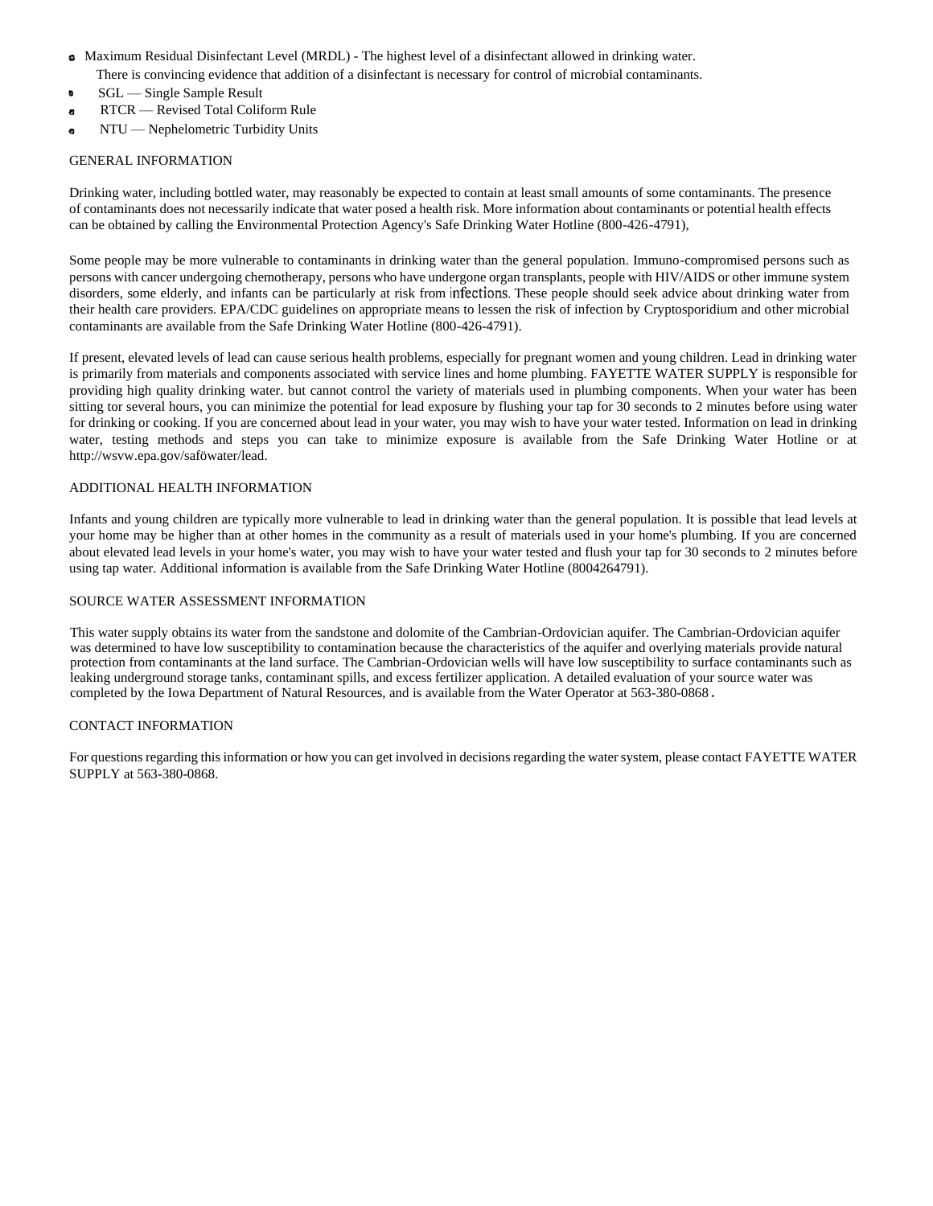- Maximum Residual Disinfectant Level (MRDL) - The highest level of a disinfectant allowed in drinking water. There is convincing evidence that addition of a disinfectant is necessary for control of microbial contaminants.
- SGL — Single Sample Result
- RTCR — Revised Total Coliform Rule
- NTU — Nephelometric Turbidity Units

GENERAL INFORMATION

Drinking water, including bottled water, may reasonably be expected to contain at least small amounts of some contaminants. The presence of contaminants does not necessarily indicate that water posed a health risk. More information about contaminants or potential health effects can be obtained by calling the Environmental Protection Agency's Safe Drinking Water Hotline (800-426-4791),

Some people may be more vulnerable to contaminants in drinking water than the general population. Immuno-compromised persons such as persons with cancer undergoing chemotherapy, persons who have undergone organ transplants, people with HIV/AIDS or other immune system disorders, some elderly, and infants can be particularly at risk from infections. These people should seek advice about drinking water from their health care providers. EPA/CDC guidelines on appropriate means to lessen the risk of infection by Cryptosporidium and other microbial contaminants are available from the Safe Drinking Water Hotline (800-426-4791).

If present, elevated levels of lead can cause serious health problems, especially for pregnant women and young children. Lead in drinking water is primarily from materials and components associated with service lines and home plumbing. FAYETTE WATER SUPPLY is responsible for providing high quality drinking water. but cannot control the variety of materials used in plumbing components. When your water has been sitting tor several hours, you can minimize the potential for lead exposure by flushing your tap for 30 seconds to 2 minutes before using water for drinking or cooking. If you are concerned about lead in your water, you may wish to have your water tested. Information on lead in drinking water, testing methods and steps you can take to minimize exposure is available from the Safe Drinking Water Hotline or at http://wsvw.epa.gov/saföwater/lead.

ADDITIONAL HEALTH INFORMATION

Infants and young children are typically more vulnerable to lead in drinking water than the general population. It is possible that lead levels at your home may be higher than at other homes in the community as a result of materials used in your home's plumbing. If you are concerned about elevated lead levels in your home's water, you may wish to have your water tested and flush your tap for 30 seconds to 2 minutes before using tap water. Additional information is available from the Safe Drinking Water Hotline (8004264791).

SOURCE WATER ASSESSMENT INFORMATION

This water supply obtains its water from the sandstone and dolomite of the Cambrian-Ordovician aquifer. The Cambrian-Ordovician aquifer was determined to have low susceptibility to contamination because the characteristics of the aquifer and overlying materials provide natural protection from contaminants at the land surface. The Cambrian-Ordovician wells will have low susceptibility to surface contaminants such as leaking underground storage tanks, contaminant spills, and excess fertilizer application. A detailed evaluation of your source water was completed by the Iowa Department of Natural Resources, and is available from the Water Operator at 563-380-0868.

CONTACT INFORMATION

For questions regarding this information or how you can get involved in decisions regarding the water system, please contact FAYETTE WATER SUPPLY at 563-380-0868.